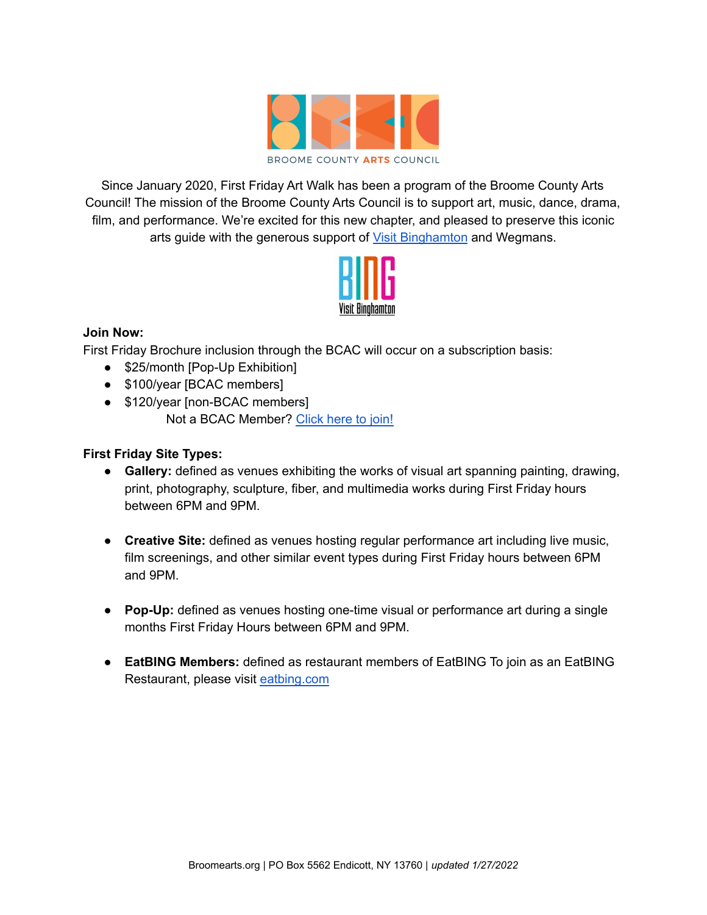BROOME COUNTY **ARTS** COUNCIL

Since January 2020, First Friday Art Walk has been a program of the Broome County Arts Council! The mission of the Broome County Arts Council is to support art, music, dance, drama, film, and performance. We're excited for this new chapter, and pleased to preserve this iconic arts guide with the generous support of Visit Binghamton and Wegmans.

BING
Visit Binghamton

**Join Now:**

First Friday Brochure inclusion through the BCAC will occur on a subscription basis:

- $25/month [Pop-Up Exhibition]
- $100/year [BCAC members]
- $120/year [non-BCAC members]

  Not a BCAC Member? Click here to join!

**First Friday Site Types:**

- **Gallery:** defined as venues exhibiting the works of visual art spanning painting, drawing, print, photography, sculpture, fiber, and multimedia works during First Friday hours between 6PM and 9PM.

- **Creative Site:** defined as venues hosting regular performance art including live music, film screenings, and other similar event types during First Friday hours between 6PM and 9PM.

- **Pop-Up:** defined as venues hosting one-time visual or performance art during a single months First Friday Hours between 6PM and 9PM.

- **EatBING Members:** defined as restaurant members of EatBING To join as an EatBING Restaurant, please visit eatbing.com

Broomearts.org | PO Box 5562 Endicott, NY 13760 | *updated 1/27/2022*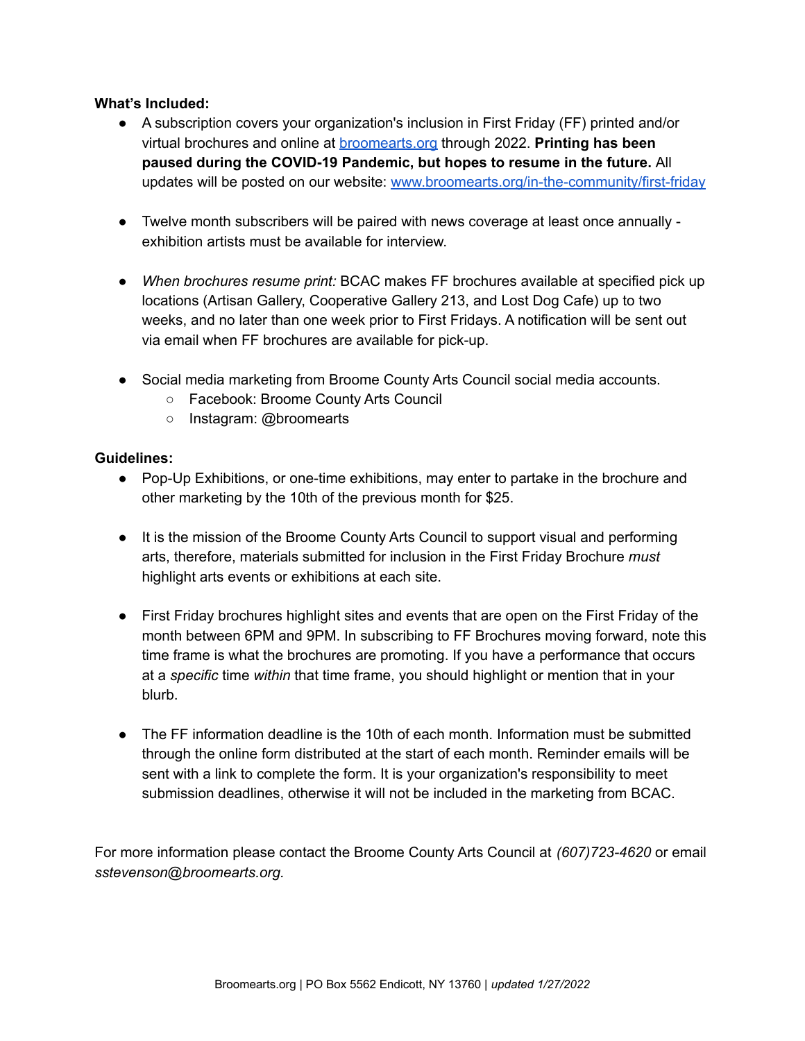**What's Included:**

- A subscription covers your organization's inclusion in First Friday (FF) printed and/or virtual brochures and online at [broomearts.org](broomearts.org) through 2022. **Printing has been paused during the COVID-19 Pandemic, but hopes to resume in the future.** All updates will be posted on our website: [www.broomearts.org/in-the-community/first-friday](www.broomearts.org/in-the-community/first-friday)

- Twelve month subscribers will be paired with news coverage at least once annually - exhibition artists must be available for interview.

- *When brochures resume print:* BCAC makes FF brochures available at specified pick up locations (Artisan Gallery, Cooperative Gallery 213, and Lost Dog Cafe) up to two weeks, and no later than one week prior to First Fridays. A notification will be sent out via email when FF brochures are available for pick-up.

- Social media marketing from Broome County Arts Council social media accounts.
  - Facebook: Broome County Arts Council
  - Instagram: @broomearts

**Guidelines:**

- Pop-Up Exhibitions, or one-time exhibitions, may enter to partake in the brochure and other marketing by the 10th of the previous month for $25.

- It is the mission of the Broome County Arts Council to support visual and performing arts, therefore, materials submitted for inclusion in the First Friday Brochure *must* highlight arts events or exhibitions at each site.

- First Friday brochures highlight sites and events that are open on the First Friday of the month between 6PM and 9PM. In subscribing to FF Brochures moving forward, note this time frame is what the brochures are promoting. If you have a performance that occurs at a *specific* time *within* that time frame, you should highlight or mention that in your blurb.

- The FF information deadline is the 10th of each month. Information must be submitted through the online form distributed at the start of each month. Reminder emails will be sent with a link to complete the form. It is your organization's responsibility to meet submission deadlines, otherwise it will not be included in the marketing from BCAC.

For more information please contact the Broome County Arts Council at *(607)723-4620* or email *sstevenson@broomearts.org.*

Broomearts.org | PO Box 5562 Endicott, NY 13760 | *updated 1/27/2022*